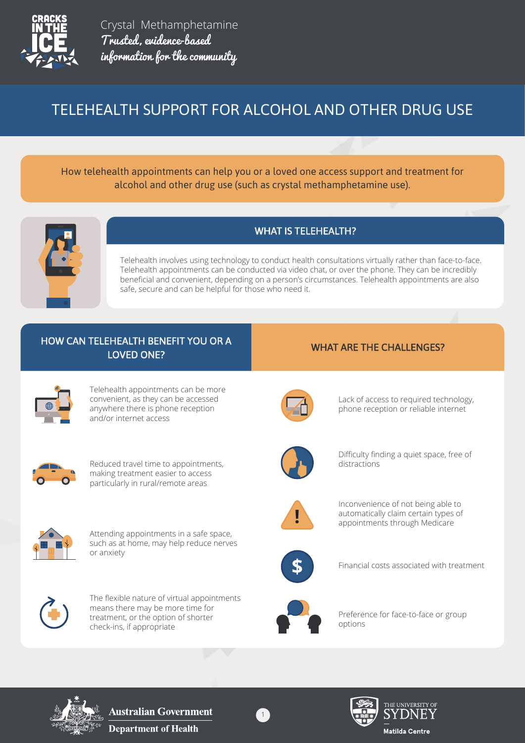CRACKS IN THE ICE

Crystal Methamphetamine
*Trusted, evidence-based information for the community*

# TELEHEALTH SUPPORT FOR ALCOHOL AND OTHER DRUG USE

How telehealth appointments can help you or a loved one access support and treatment for alcohol and other drug use (such as crystal methamphetamine use).

## WHAT IS TELEHEALTH?

Telehealth involves using technology to conduct health consultations virtually rather than face-to-face. Telehealth appointments can be conducted via video chat, or over the phone. They can be incredibly beneficial and convenient, depending on a person's circumstances. Telehealth appointments are also safe, secure and can be helpful for those who need it.

## HOW CAN TELEHEALTH BENEFIT YOU OR A LOVED ONE?

- Telehealth appointments can be more convenient, as they can be accessed anywhere there is phone reception and/or internet access
- Reduced travel time to appointments, making treatment easier to access particularly in rural/remote areas
- Attending appointments in a safe space, such as at home, may help reduce nerves or anxiety
- The flexible nature of virtual appointments means there may be more time for treatment, or the option of shorter check-ins, if appropriate

## WHAT ARE THE CHALLENGES?

- Lack of access to required technology, phone reception or reliable internet
- Difficulty finding a quiet space, free of distractions
- Inconvenience of not being able to automatically claim certain types of appointments through Medicare
- Financial costs associated with treatment
- Preference for face-to-face or group options

Australian Government Department of Health

The University of Sydney Matilda Centre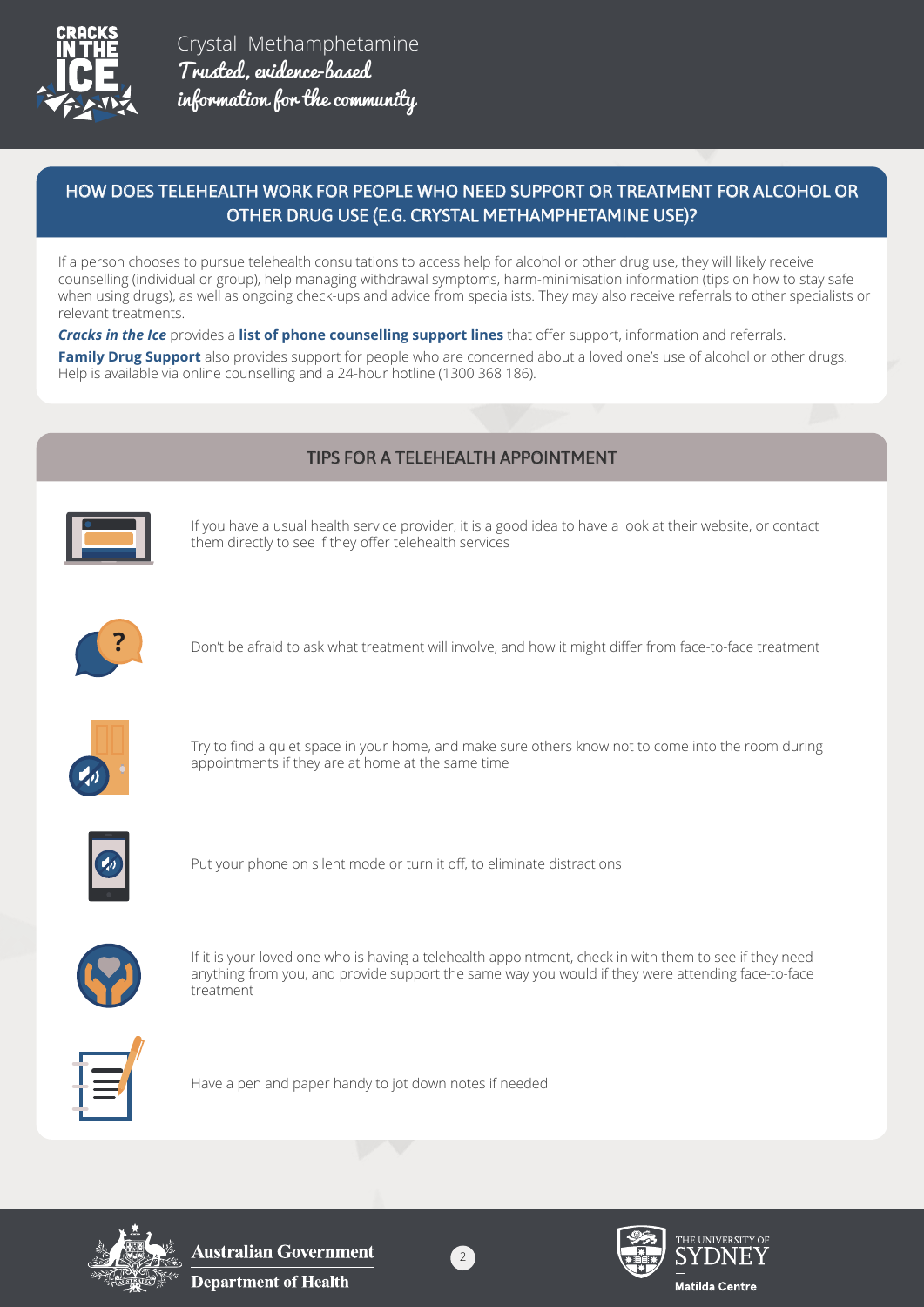## HOW DOES TELEHEALTH WORK FOR PEOPLE WHO NEED SUPPORT OR TREATMENT FOR ALCOHOL OR OTHER DRUG USE (E.G. CRYSTAL METHAMPHETAMINE USE)?

If a person chooses to pursue telehealth consultations to access help for alcohol or other drug use, they will likely receive counselling (individual or group), help managing withdrawal symptoms, harm-minimisation information (tips on how to stay safe when using drugs), as well as ongoing check-ups and advice from specialists. They may also receive referrals to other specialists or relevant treatments.

***Cracks in the Ice*** provides a **list of phone counselling support lines** that offer support, information and referrals.

**Family Drug Support** also provides support for people who are concerned about a loved one's use of alcohol or other drugs. Help is available via online counselling and a 24-hour hotline (1300 368 186).

## TIPS FOR A TELEHEALTH APPOINTMENT

- If you have a usual health service provider, it is a good idea to have a look at their website, or contact them directly to see if they offer telehealth services
- Don't be afraid to ask what treatment will involve, and how it might differ from face-to-face treatment
- Try to find a quiet space in your home, and make sure others know not to come into the room during appointments if they are at home at the same time
- Put your phone on silent mode or turn it off, to eliminate distractions
- If it is your loved one who is having a telehealth appointment, check in with them to see if they need anything from you, and provide support the same way you would if they were attending face-to-face treatment
- Have a pen and paper handy to jot down notes if needed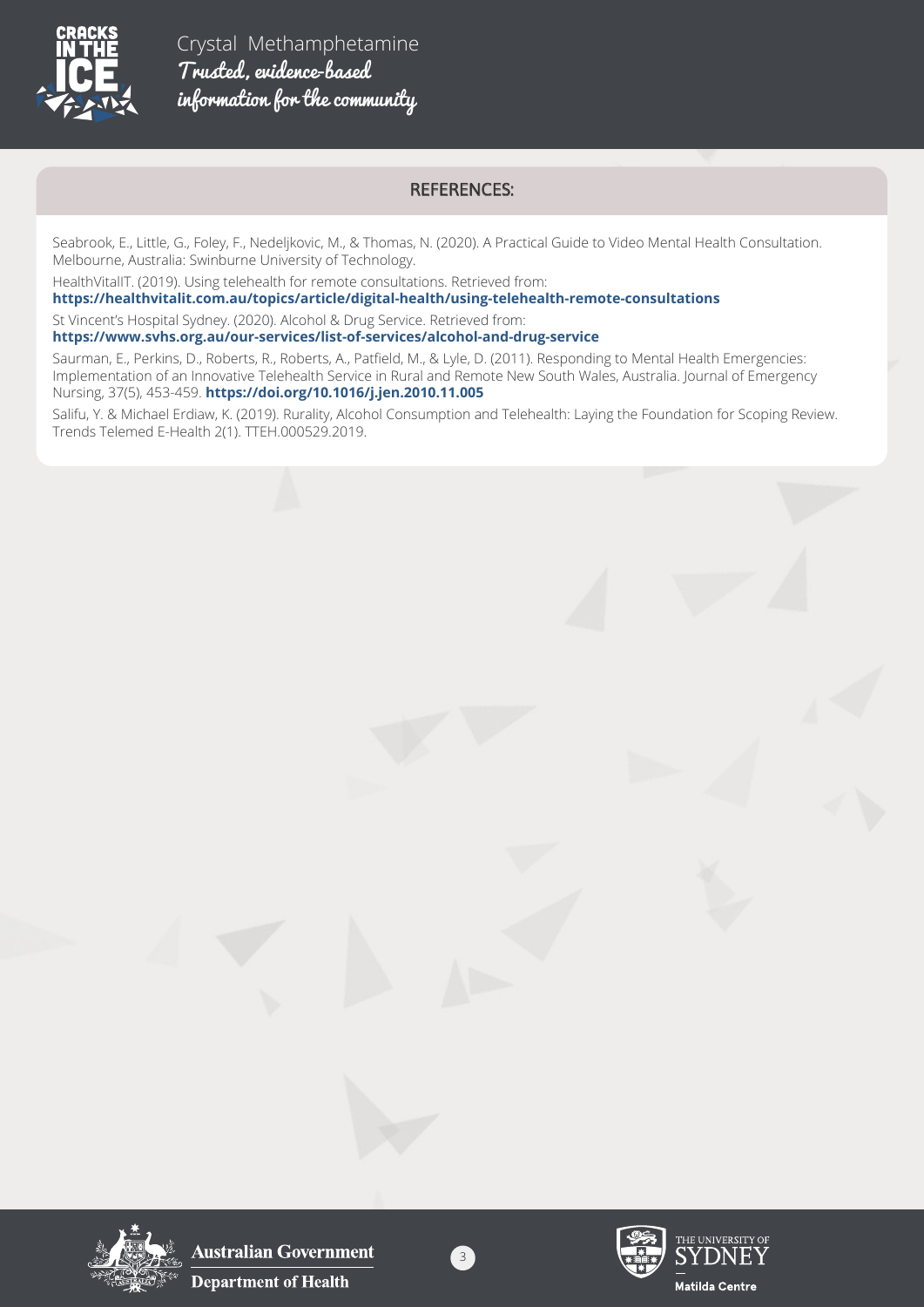## REFERENCES:

Seabrook, E., Little, G., Foley, F., Nedeljkovic, M., & Thomas, N. (2020). A Practical Guide to Video Mental Health Consultation. Melbourne, Australia: Swinburne University of Technology.

HealthVitalIT. (2019). Using telehealth for remote consultations. Retrieved from: **https://healthvitalit.com.au/topics/article/digital-health/using-telehealth-remote-consultations**

St Vincent's Hospital Sydney. (2020). Alcohol & Drug Service. Retrieved from: **https://www.svhs.org.au/our-services/list-of-services/alcohol-and-drug-service**

Saurman, E., Perkins, D., Roberts, R., Roberts, A., Patfield, M., & Lyle, D. (2011). Responding to Mental Health Emergencies: Implementation of an Innovative Telehealth Service in Rural and Remote New South Wales, Australia. Journal of Emergency Nursing, 37(5), 453-459. **https://doi.org/10.1016/j.jen.2010.11.005**

Salifu, Y. & Michael Erdiaw, K. (2019). Rurality, Alcohol Consumption and Telehealth: Laying the Foundation for Scoping Review. Trends Telemed E-Health 2(1). TTEH.000529.2019.